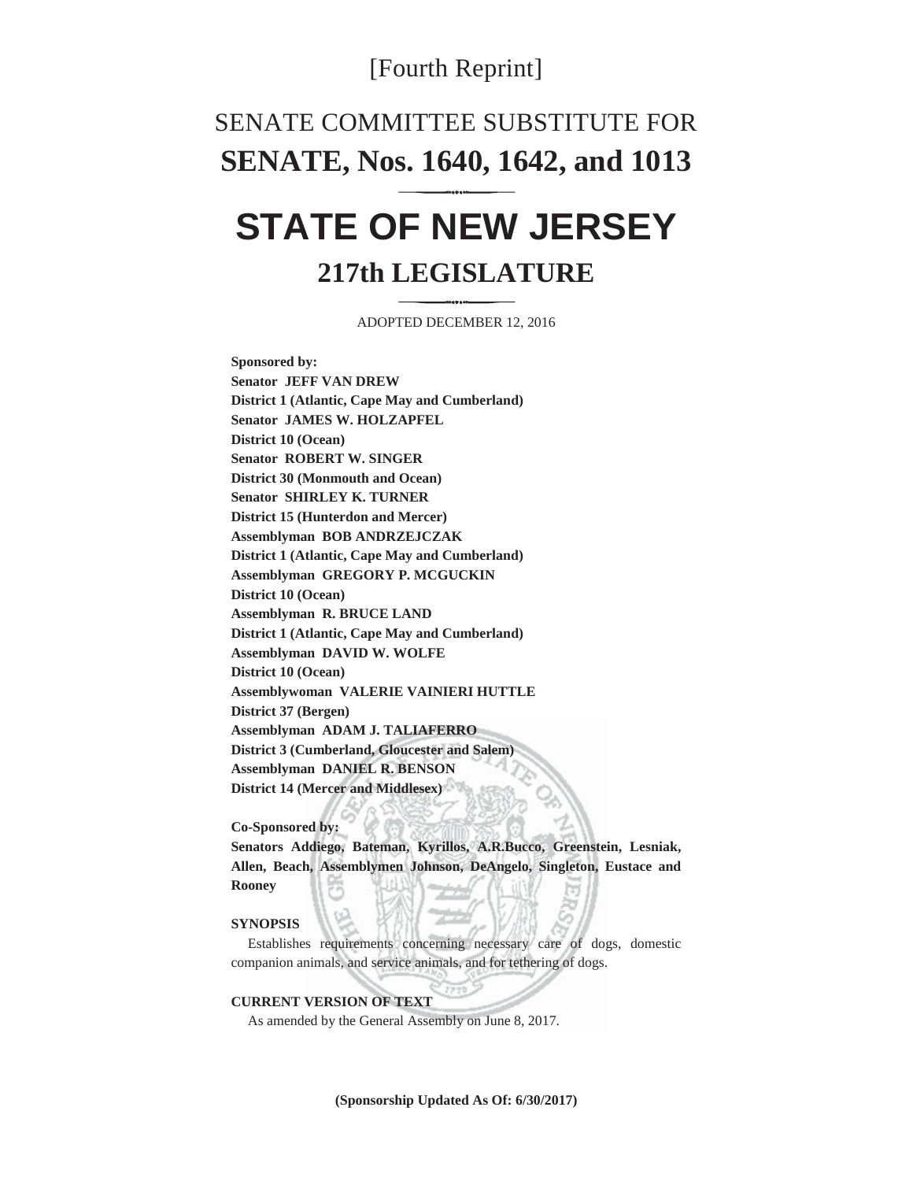[Fourth Reprint]

# SENATE COMMITTEE SUBSTITUTE FOR
# SENATE, Nos. 1640, 1642, and 1013

# STATE OF NEW JERSEY
## 217th LEGISLATURE

ADOPTED DECEMBER 12, 2016

**Sponsored by:**
**Senator JEFF VAN DREW**
**District 1 (Atlantic, Cape May and Cumberland)**
**Senator JAMES W. HOLZAPFEL**
**District 10 (Ocean)**
**Senator ROBERT W. SINGER**
**District 30 (Monmouth and Ocean)**
**Senator SHIRLEY K. TURNER**
**District 15 (Hunterdon and Mercer)**
**Assemblyman BOB ANDRZEJCZAK**
**District 1 (Atlantic, Cape May and Cumberland)**
**Assemblyman GREGORY P. MCGUCKIN**
**District 10 (Ocean)**
**Assemblyman R. BRUCE LAND**
**District 1 (Atlantic, Cape May and Cumberland)**
**Assemblyman DAVID W. WOLFE**
**District 10 (Ocean)**
**Assemblywoman VALERIE VAINIERI HUTTLE**
**District 37 (Bergen)**
**Assemblyman ADAM J. TALIAFERRO**
**District 3 (Cumberland, Gloucester and Salem)**
**Assemblyman DANIEL R. BENSON**
**District 14 (Mercer and Middlesex)**

**Co-Sponsored by:**
**Senators Addiego, Bateman, Kyrillos, A.R.Bucco, Greenstein, Lesniak, Allen, Beach, Assemblymen Johnson, DeAngelo, Singleton, Eustace and Rooney**

**SYNOPSIS**

Establishes requirements concerning necessary care of dogs, domestic companion animals, and service animals, and for tethering of dogs.

**CURRENT VERSION OF TEXT**

As amended by the General Assembly on June 8, 2017.

**(Sponsorship Updated As Of: 6/30/2017)**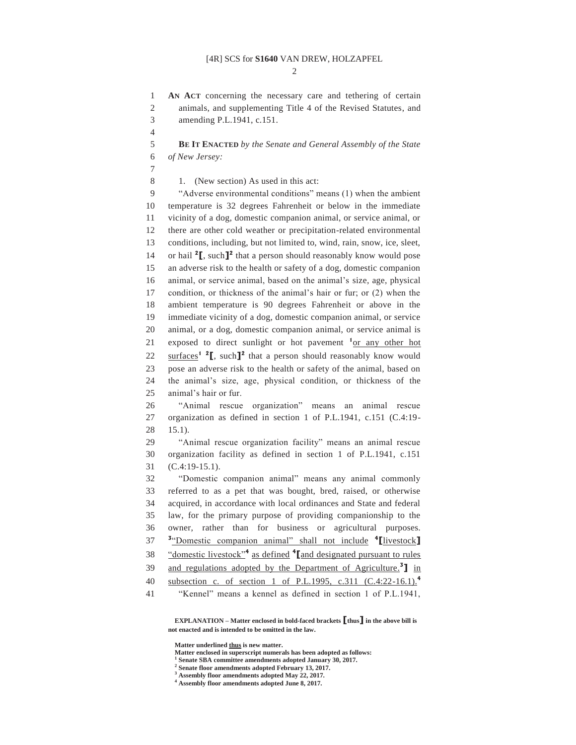**AN ACT** concerning the necessary care and tethering of certain animals, and supplementing Title 4 of the Revised Statutes, and amending P.L.1941, c.151.

**BE IT ENACTED** *by the Senate and General Assembly of the State of New Jersey:*

1. (New section) As used in this act:

"Adverse environmental conditions" means (1) when the ambient temperature is 32 degrees Fahrenheit or below in the immediate vicinity of a dog, domestic companion animal, or service animal, or there are other cold weather or precipitation-related environmental conditions, including, but not limited to, wind, rain, snow, ice, sleet, or hail [2]**[**, such**]**[2] that a person should reasonably know would pose an adverse risk to the health or safety of a dog, domestic companion animal, or service animal, based on the animal's size, age, physical condition, or thickness of the animal's hair or fur; or (2) when the ambient temperature is 90 degrees Fahrenheit or above in the immediate vicinity of a dog, domestic companion animal, or service animal, or a dog, domestic companion animal, or service animal is exposed to direct sunlight or hot pavement [1]<u>or any other hot surfaces</u>[1] [2]**[**, such**]**[2] that a person should reasonably know would pose an adverse risk to the health or safety of the animal, based on the animal's size, age, physical condition, or thickness of the animal's hair or fur.

"Animal rescue organization" means an animal rescue organization as defined in section 1 of P.L.1941, c.151 (C.4:19-15.1).

"Animal rescue organization facility" means an animal rescue organization facility as defined in section 1 of P.L.1941, c.151 (C.4:19-15.1).

"Domestic companion animal" means any animal commonly referred to as a pet that was bought, bred, raised, or otherwise acquired, in accordance with local ordinances and State and federal law, for the primary purpose of providing companionship to the owner, rather than for business or agricultural purposes. [3]<u>"Domestic companion animal" shall not include</u> [4]**[**<u>livestock</u>**]** <u>"domestic livestock"</u>[4] <u>as defined</u> [4]**[**<u>and designated pursuant to rules and regulations adopted by the Department of Agriculture.</u>[3]**]** <u>in subsection c. of section 1 of P.L.1995, c.311 (C.4:22-16.1).</u>[4]

"Kennel" means a kennel as defined in section 1 of P.L.1941,

**EXPLANATION – Matter enclosed in bold-faced brackets [thus] in the above bill is not enacted and is intended to be omitted in the law.**

**Matter underlined <u>thus</u> is new matter.**
**Matter enclosed in superscript numerals has been adopted as follows:**
**[1] Senate SBA committee amendments adopted January 30, 2017.**
**[2] Senate floor amendments adopted February 13, 2017.**
**[3] Assembly floor amendments adopted May 22, 2017.**
**[4] Assembly floor amendments adopted June 8, 2017.**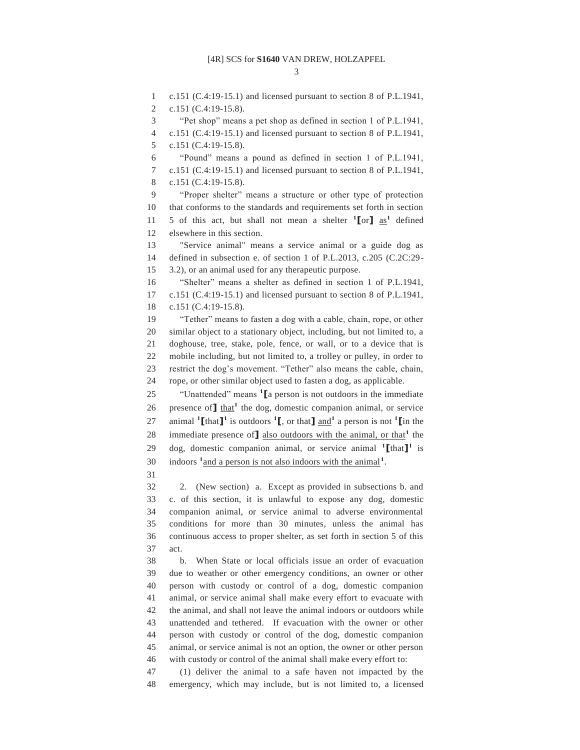c.151 (C.4:19-15.1) and licensed pursuant to section 8 of P.L.1941, c.151 (C.4:19-15.8).

"Pet shop" means a pet shop as defined in section 1 of P.L.1941, c.151 (C.4:19-15.1) and licensed pursuant to section 8 of P.L.1941, c.151 (C.4:19-15.8).

"Pound" means a pound as defined in section 1 of P.L.1941, c.151 (C.4:19-15.1) and licensed pursuant to section 8 of P.L.1941, c.151 (C.4:19-15.8).

"Proper shelter" means a structure or other type of protection that conforms to the standards and requirements set forth in section 5 of this act, but shall not mean a shelter [1]⟦or⟧ as[1] defined elsewhere in this section.

"Service animal" means a service animal or a guide dog as defined in subsection e. of section 1 of P.L.2013, c.205 (C.2C:29-3.2), or an animal used for any therapeutic purpose.

"Shelter" means a shelter as defined in section 1 of P.L.1941, c.151 (C.4:19-15.1) and licensed pursuant to section 8 of P.L.1941, c.151 (C.4:19-15.8).

"Tether" means to fasten a dog with a cable, chain, rope, or other similar object to a stationary object, including, but not limited to, a doghouse, tree, stake, pole, fence, or wall, or to a device that is mobile including, but not limited to, a trolley or pulley, in order to restrict the dog's movement. "Tether" also means the cable, chain, rope, or other similar object used to fasten a dog, as applicable.

"Unattended" means [1]⟦a person is not outdoors in the immediate presence of⟧ that[1] the dog, domestic companion animal, or service animal [1]⟦that⟧[1] is outdoors [1]⟦, or that⟧ and[1] a person is not [1]⟦in the immediate presence of⟧ also outdoors with the animal, or that[1] the dog, domestic companion animal, or service animal [1]⟦that⟧[1] is indoors [1]and a person is not also indoors with the animal[1].

2. (New section) a. Except as provided in subsections b. and c. of this section, it is unlawful to expose any dog, domestic companion animal, or service animal to adverse environmental conditions for more than 30 minutes, unless the animal has continuous access to proper shelter, as set forth in section 5 of this act.

b. When State or local officials issue an order of evacuation due to weather or other emergency conditions, an owner or other person with custody or control of a dog, domestic companion animal, or service animal shall make every effort to evacuate with the animal, and shall not leave the animal indoors or outdoors while unattended and tethered. If evacuation with the owner or other person with custody or control of the dog, domestic companion animal, or service animal is not an option, the owner or other person with custody or control of the animal shall make every effort to:

(1) deliver the animal to a safe haven not impacted by the emergency, which may include, but is not limited to, a licensed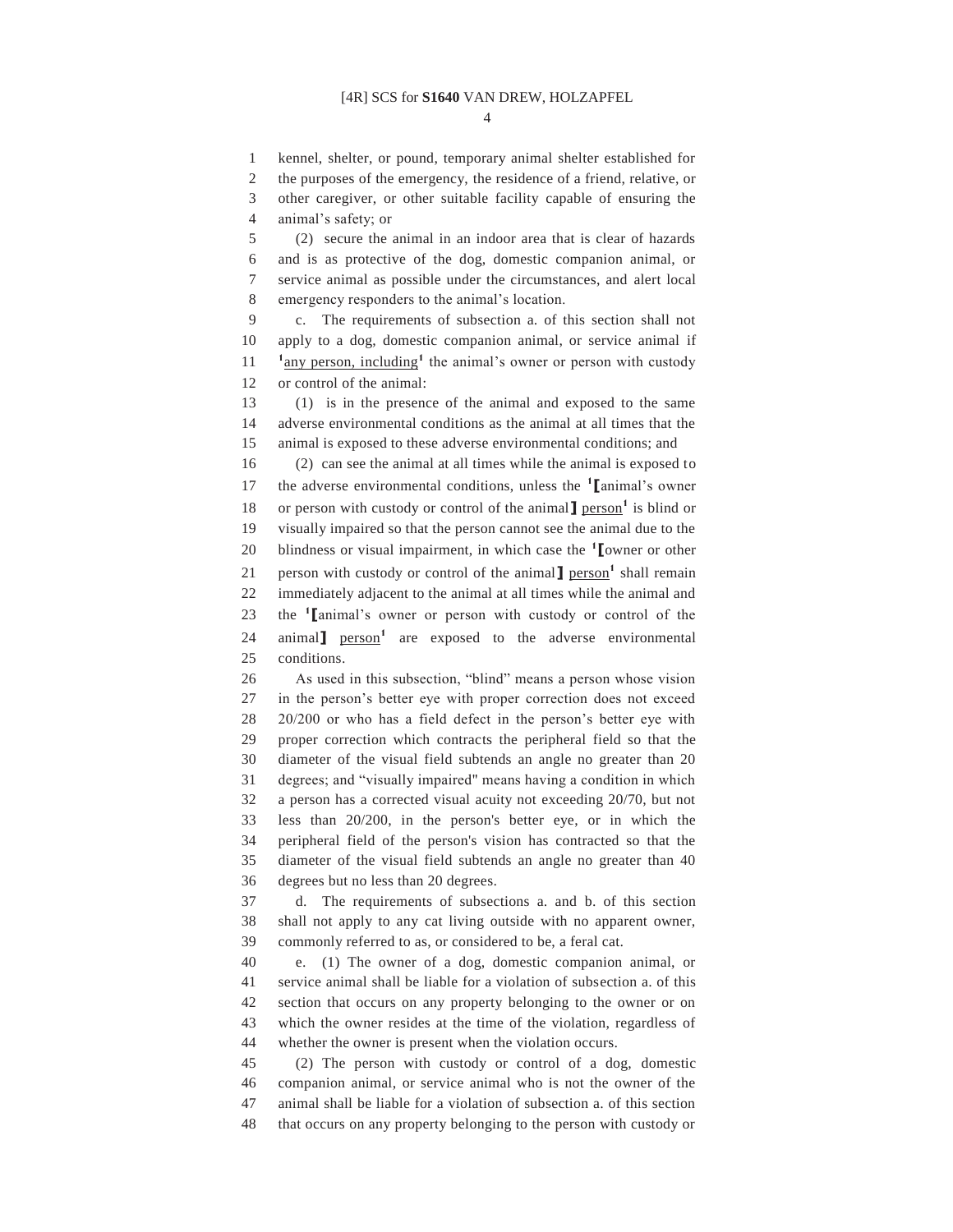kennel, shelter, or pound, temporary animal shelter established for the purposes of the emergency, the residence of a friend, relative, or other caregiver, or other suitable facility capable of ensuring the animal's safety; or

(2) secure the animal in an indoor area that is clear of hazards and is as protective of the dog, domestic companion animal, or service animal as possible under the circumstances, and alert local emergency responders to the animal's location.

c. The requirements of subsection a. of this section shall not apply to a dog, domestic companion animal, or service animal if [1]<u>any person, including</u>[1] the animal's owner or person with custody or control of the animal:

(1) is in the presence of the animal and exposed to the same adverse environmental conditions as the animal at all times that the animal is exposed to these adverse environmental conditions; and

(2) can see the animal at all times while the animal is exposed to the adverse environmental conditions, unless the [1]⟦animal's owner or person with custody or control of the animal⟧ <u>person</u>[1] is blind or visually impaired so that the person cannot see the animal due to the blindness or visual impairment, in which case the [1]⟦owner or other person with custody or control of the animal⟧ <u>person</u>[1] shall remain immediately adjacent to the animal at all times while the animal and the [1]⟦animal's owner or person with custody or control of the animal⟧ <u>person</u>[1] are exposed to the adverse environmental conditions.

As used in this subsection, "blind" means a person whose vision in the person's better eye with proper correction does not exceed 20/200 or who has a field defect in the person's better eye with proper correction which contracts the peripheral field so that the diameter of the visual field subtends an angle no greater than 20 degrees; and "visually impaired" means having a condition in which a person has a corrected visual acuity not exceeding 20/70, but not less than 20/200, in the person's better eye, or in which the peripheral field of the person's vision has contracted so that the diameter of the visual field subtends an angle no greater than 40 degrees but no less than 20 degrees.

d. The requirements of subsections a. and b. of this section shall not apply to any cat living outside with no apparent owner, commonly referred to as, or considered to be, a feral cat.

e. (1) The owner of a dog, domestic companion animal, or service animal shall be liable for a violation of subsection a. of this section that occurs on any property belonging to the owner or on which the owner resides at the time of the violation, regardless of whether the owner is present when the violation occurs.

(2) The person with custody or control of a dog, domestic companion animal, or service animal who is not the owner of the animal shall be liable for a violation of subsection a. of this section that occurs on any property belonging to the person with custody or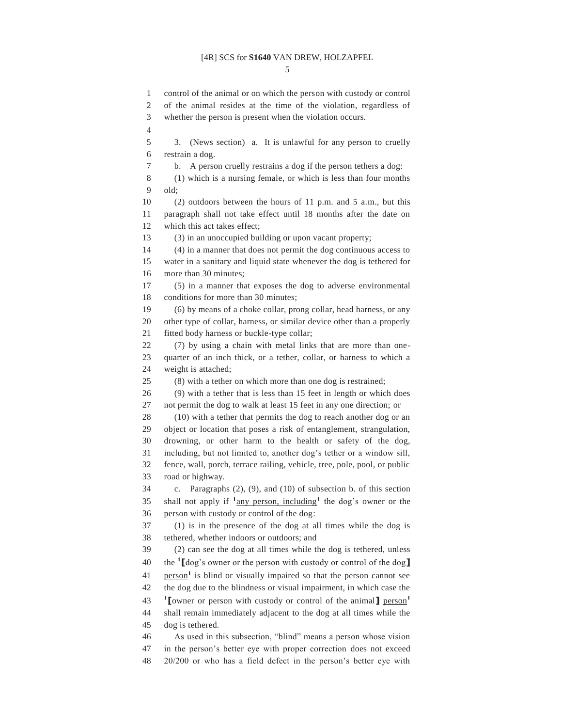control of the animal or on which the person with custody or control of the animal resides at the time of the violation, regardless of whether the person is present when the violation occurs.

3. (News section) a. It is unlawful for any person to cruelly restrain a dog.

b. A person cruelly restrains a dog if the person tethers a dog:

(1) which is a nursing female, or which is less than four months old;

(2) outdoors between the hours of 11 p.m. and 5 a.m., but this paragraph shall not take effect until 18 months after the date on which this act takes effect;

(3) in an unoccupied building or upon vacant property;

(4) in a manner that does not permit the dog continuous access to water in a sanitary and liquid state whenever the dog is tethered for more than 30 minutes;

(5) in a manner that exposes the dog to adverse environmental conditions for more than 30 minutes;

(6) by means of a choke collar, prong collar, head harness, or any other type of collar, harness, or similar device other than a properly fitted body harness or buckle-type collar;

(7) by using a chain with metal links that are more than one-quarter of an inch thick, or a tether, collar, or harness to which a weight is attached;

(8) with a tether on which more than one dog is restrained;

(9) with a tether that is less than 15 feet in length or which does not permit the dog to walk at least 15 feet in any one direction; or

(10) with a tether that permits the dog to reach another dog or an object or location that poses a risk of entanglement, strangulation, drowning, or other harm to the health or safety of the dog, including, but not limited to, another dog's tether or a window sill, fence, wall, porch, terrace railing, vehicle, tree, pole, pool, or public road or highway.

c. Paragraphs (2), (9), and (10) of subsection b. of this section shall not apply if [1]<u>any person, including</u>[1] the dog's owner or the person with custody or control of the dog:

(1) is in the presence of the dog at all times while the dog is tethered, whether indoors or outdoors; and

(2) can see the dog at all times while the dog is tethered, unless the [1]【dog's owner or the person with custody or control of the dog】 <u>person</u>[1] is blind or visually impaired so that the person cannot see the dog due to the blindness or visual impairment, in which case the [1]【owner or person with custody or control of the animal】 <u>person</u>[1] shall remain immediately adjacent to the dog at all times while the dog is tethered.

As used in this subsection, "blind" means a person whose vision in the person's better eye with proper correction does not exceed 20/200 or who has a field defect in the person's better eye with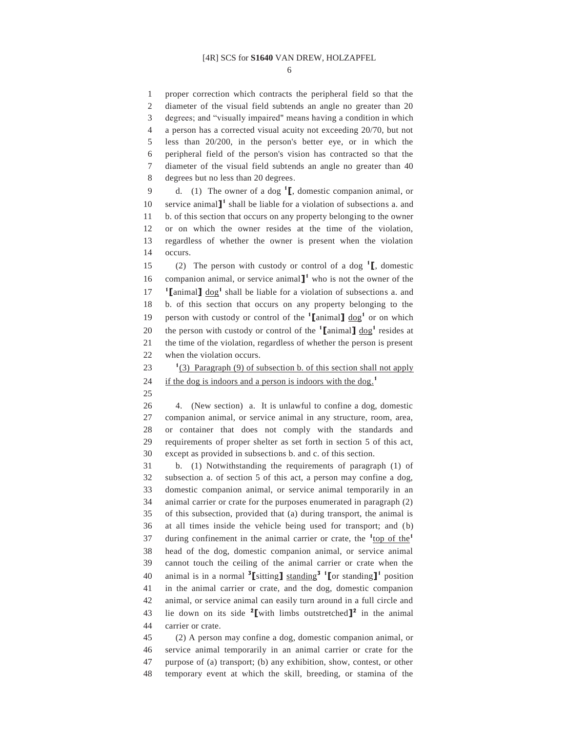proper correction which contracts the peripheral field so that the diameter of the visual field subtends an angle no greater than 20 degrees; and "visually impaired" means having a condition in which a person has a corrected visual acuity not exceeding 20/70, but not less than 20/200, in the person's better eye, or in which the peripheral field of the person's vision has contracted so that the diameter of the visual field subtends an angle no greater than 40 degrees but no less than 20 degrees.

d. (1) The owner of a dog [1][, domestic companion animal, or service animal][1] shall be liable for a violation of subsections a. and b. of this section that occurs on any property belonging to the owner or on which the owner resides at the time of the violation, regardless of whether the owner is present when the violation occurs.

(2) The person with custody or control of a dog [1][, domestic companion animal, or service animal][1] who is not the owner of the [1][animal] dog[1] shall be liable for a violation of subsections a. and b. of this section that occurs on any property belonging to the person with custody or control of the [1][animal] dog[1] or on which the person with custody or control of the [1][animal] dog[1] resides at the time of the violation, regardless of whether the person is present when the violation occurs.

[1](3) Paragraph (9) of subsection b. of this section shall not apply if the dog is indoors and a person is indoors with the dog.[1]

4. (New section) a. It is unlawful to confine a dog, domestic companion animal, or service animal in any structure, room, area, or container that does not comply with the standards and requirements of proper shelter as set forth in section 5 of this act, except as provided in subsections b. and c. of this section.

b. (1) Notwithstanding the requirements of paragraph (1) of subsection a. of section 5 of this act, a person may confine a dog, domestic companion animal, or service animal temporarily in an animal carrier or crate for the purposes enumerated in paragraph (2) of this subsection, provided that (a) during transport, the animal is at all times inside the vehicle being used for transport; and (b) during confinement in the animal carrier or crate, the [1]top of the[1] head of the dog, domestic companion animal, or service animal cannot touch the ceiling of the animal carrier or crate when the animal is in a normal [3][sitting] standing[3] [1][or standing][1] position in the animal carrier or crate, and the dog, domestic companion animal, or service animal can easily turn around in a full circle and lie down on its side [2][with limbs outstretched][2] in the animal carrier or crate.

(2) A person may confine a dog, domestic companion animal, or service animal temporarily in an animal carrier or crate for the purpose of (a) transport; (b) any exhibition, show, contest, or other temporary event at which the skill, breeding, or stamina of the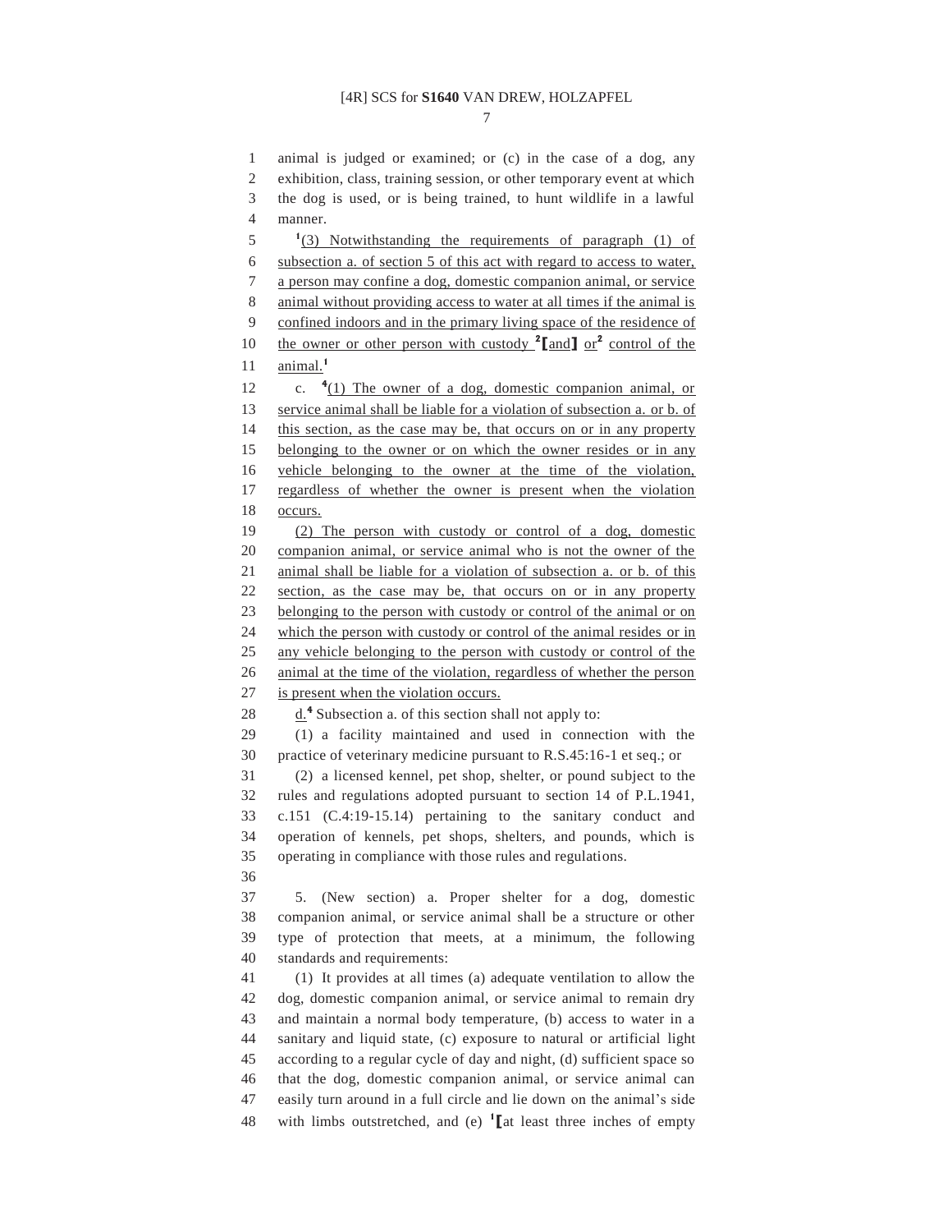animal is judged or examined; or (c) in the case of a dog, any exhibition, class, training session, or other temporary event at which the dog is used, or is being trained, to hunt wildlife in a lawful manner.

[1](3) Notwithstanding the requirements of paragraph (1) of subsection a. of section 5 of this act with regard to access to water, a person may confine a dog, domestic companion animal, or service animal without providing access to water at all times if the animal is confined indoors and in the primary living space of the residence of the owner or other person with custody [2]⟦and⟧ or[2] control of the animal.[1]

c. [4](1) The owner of a dog, domestic companion animal, or service animal shall be liable for a violation of subsection a. or b. of this section, as the case may be, that occurs on or in any property belonging to the owner or on which the owner resides or in any vehicle belonging to the owner at the time of the violation, regardless of whether the owner is present when the violation occurs.

(2) The person with custody or control of a dog, domestic companion animal, or service animal who is not the owner of the animal shall be liable for a violation of subsection a. or b. of this section, as the case may be, that occurs on or in any property belonging to the person with custody or control of the animal or on which the person with custody or control of the animal resides or in any vehicle belonging to the person with custody or control of the animal at the time of the violation, regardless of whether the person is present when the violation occurs.

d.[4] Subsection a. of this section shall not apply to:

(1) a facility maintained and used in connection with the practice of veterinary medicine pursuant to R.S.45:16-1 et seq.; or

(2) a licensed kennel, pet shop, shelter, or pound subject to the rules and regulations adopted pursuant to section 14 of P.L.1941, c.151 (C.4:19-15.14) pertaining to the sanitary conduct and operation of kennels, pet shops, shelters, and pounds, which is operating in compliance with those rules and regulations.

5. (New section) a. Proper shelter for a dog, domestic companion animal, or service animal shall be a structure or other type of protection that meets, at a minimum, the following standards and requirements:

(1) It provides at all times (a) adequate ventilation to allow the dog, domestic companion animal, or service animal to remain dry and maintain a normal body temperature, (b) access to water in a sanitary and liquid state, (c) exposure to natural or artificial light according to a regular cycle of day and night, (d) sufficient space so that the dog, domestic companion animal, or service animal can easily turn around in a full circle and lie down on the animal's side with limbs outstretched, and (e) [1]⟦at least three inches of empty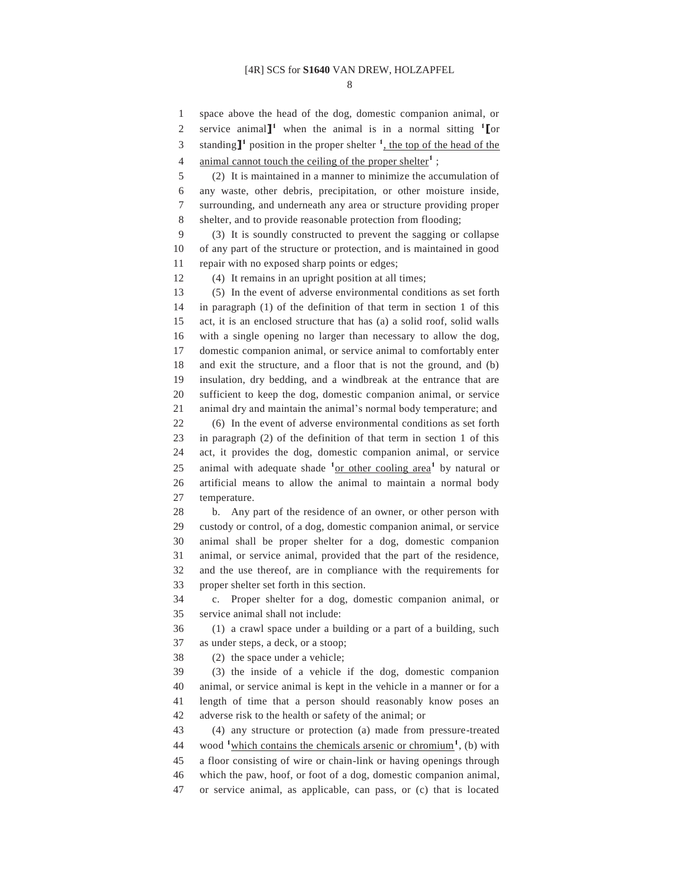space above the head of the dog, domestic companion animal, or service animal]¹ when the animal is in a normal sitting ¹[or standing]¹ position in the proper shelter ¹, the top of the head of the animal cannot touch the ceiling of the proper shelter¹ ;

(2) It is maintained in a manner to minimize the accumulation of any waste, other debris, precipitation, or other moisture inside, surrounding, and underneath any area or structure providing proper shelter, and to provide reasonable protection from flooding;

(3) It is soundly constructed to prevent the sagging or collapse of any part of the structure or protection, and is maintained in good repair with no exposed sharp points or edges;

(4) It remains in an upright position at all times;

(5) In the event of adverse environmental conditions as set forth in paragraph (1) of the definition of that term in section 1 of this act, it is an enclosed structure that has (a) a solid roof, solid walls with a single opening no larger than necessary to allow the dog, domestic companion animal, or service animal to comfortably enter and exit the structure, and a floor that is not the ground, and (b) insulation, dry bedding, and a windbreak at the entrance that are sufficient to keep the dog, domestic companion animal, or service animal dry and maintain the animal's normal body temperature; and

(6) In the event of adverse environmental conditions as set forth in paragraph (2) of the definition of that term in section 1 of this act, it provides the dog, domestic companion animal, or service animal with adequate shade ¹or other cooling area¹ by natural or artificial means to allow the animal to maintain a normal body temperature.

b. Any part of the residence of an owner, or other person with custody or control, of a dog, domestic companion animal, or service animal shall be proper shelter for a dog, domestic companion animal, or service animal, provided that the part of the residence, and the use thereof, are in compliance with the requirements for proper shelter set forth in this section.

c. Proper shelter for a dog, domestic companion animal, or service animal shall not include:

(1) a crawl space under a building or a part of a building, such as under steps, a deck, or a stoop;

(2) the space under a vehicle;

(3) the inside of a vehicle if the dog, domestic companion animal, or service animal is kept in the vehicle in a manner or for a length of time that a person should reasonably know poses an adverse risk to the health or safety of the animal; or

(4) any structure or protection (a) made from pressure-treated wood ¹which contains the chemicals arsenic or chromium¹, (b) with a floor consisting of wire or chain-link or having openings through which the paw, hoof, or foot of a dog, domestic companion animal, or service animal, as applicable, can pass, or (c) that is located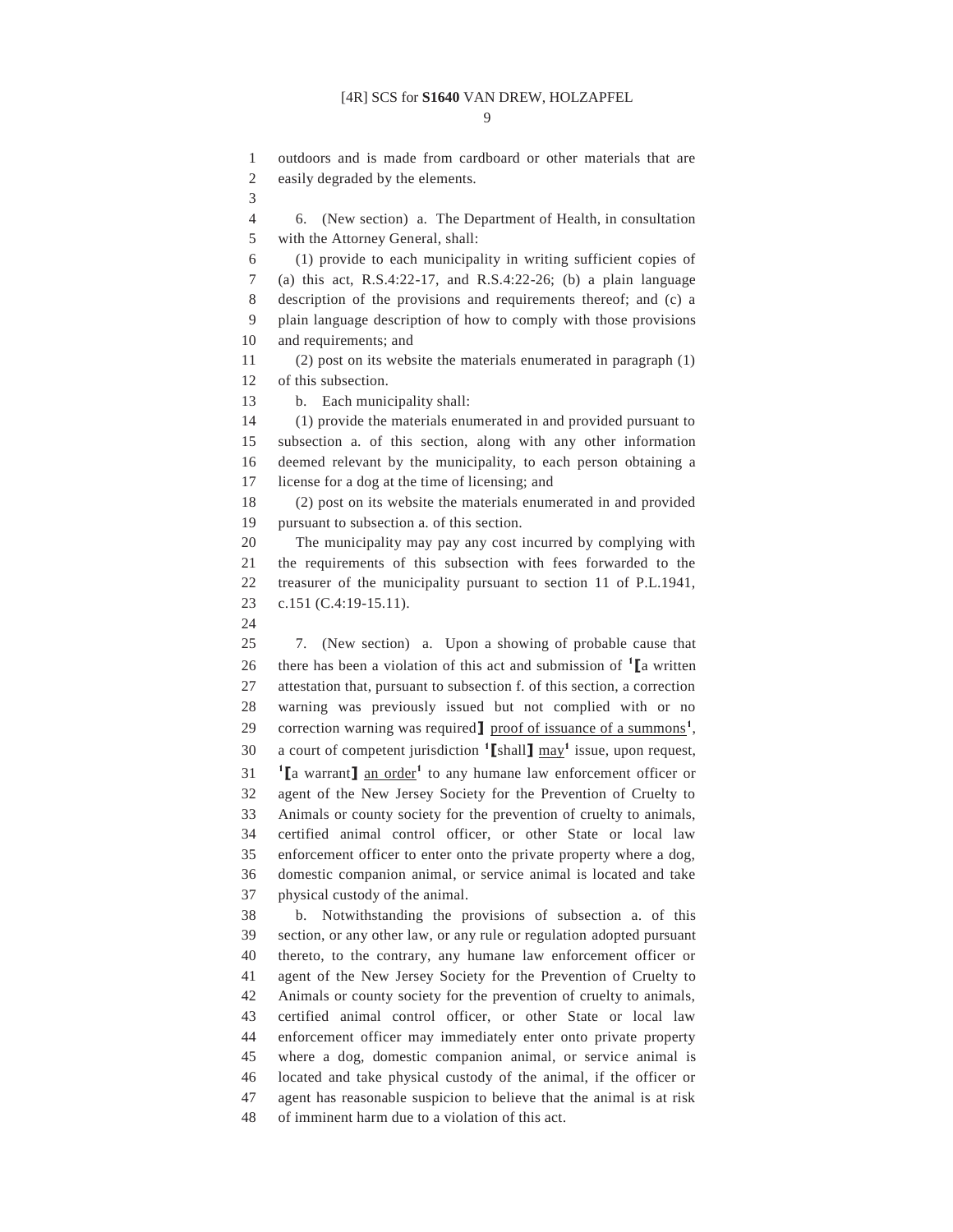outdoors and is made from cardboard or other materials that are easily degraded by the elements.

6. (New section) a. The Department of Health, in consultation with the Attorney General, shall:

(1) provide to each municipality in writing sufficient copies of (a) this act, R.S.4:22-17, and R.S.4:22-26; (b) a plain language description of the provisions and requirements thereof; and (c) a plain language description of how to comply with those provisions and requirements; and

(2) post on its website the materials enumerated in paragraph (1) of this subsection.

b. Each municipality shall:

(1) provide the materials enumerated in and provided pursuant to subsection a. of this section, along with any other information deemed relevant by the municipality, to each person obtaining a license for a dog at the time of licensing; and

(2) post on its website the materials enumerated in and provided pursuant to subsection a. of this section.

The municipality may pay any cost incurred by complying with the requirements of this subsection with fees forwarded to the treasurer of the municipality pursuant to section 11 of P.L.1941, c.151 (C.4:19-15.11).

7. (New section) a. Upon a showing of probable cause that there has been a violation of this act and submission of [1]【a written attestation that, pursuant to subsection f. of this section, a correction warning was previously issued but not complied with or no correction warning was required】 <u>proof of issuance of a summons</u>[1], a court of competent jurisdiction [1]【shall】 <u>may</u>[1] issue, upon request, [1]【a warrant】 <u>an order</u>[1] to any humane law enforcement officer or agent of the New Jersey Society for the Prevention of Cruelty to Animals or county society for the prevention of cruelty to animals, certified animal control officer, or other State or local law enforcement officer to enter onto the private property where a dog, domestic companion animal, or service animal is located and take physical custody of the animal.

b. Notwithstanding the provisions of subsection a. of this section, or any other law, or any rule or regulation adopted pursuant thereto, to the contrary, any humane law enforcement officer or agent of the New Jersey Society for the Prevention of Cruelty to Animals or county society for the prevention of cruelty to animals, certified animal control officer, or other State or local law enforcement officer may immediately enter onto private property where a dog, domestic companion animal, or service animal is located and take physical custody of the animal, if the officer or agent has reasonable suspicion to believe that the animal is at risk of imminent harm due to a violation of this act.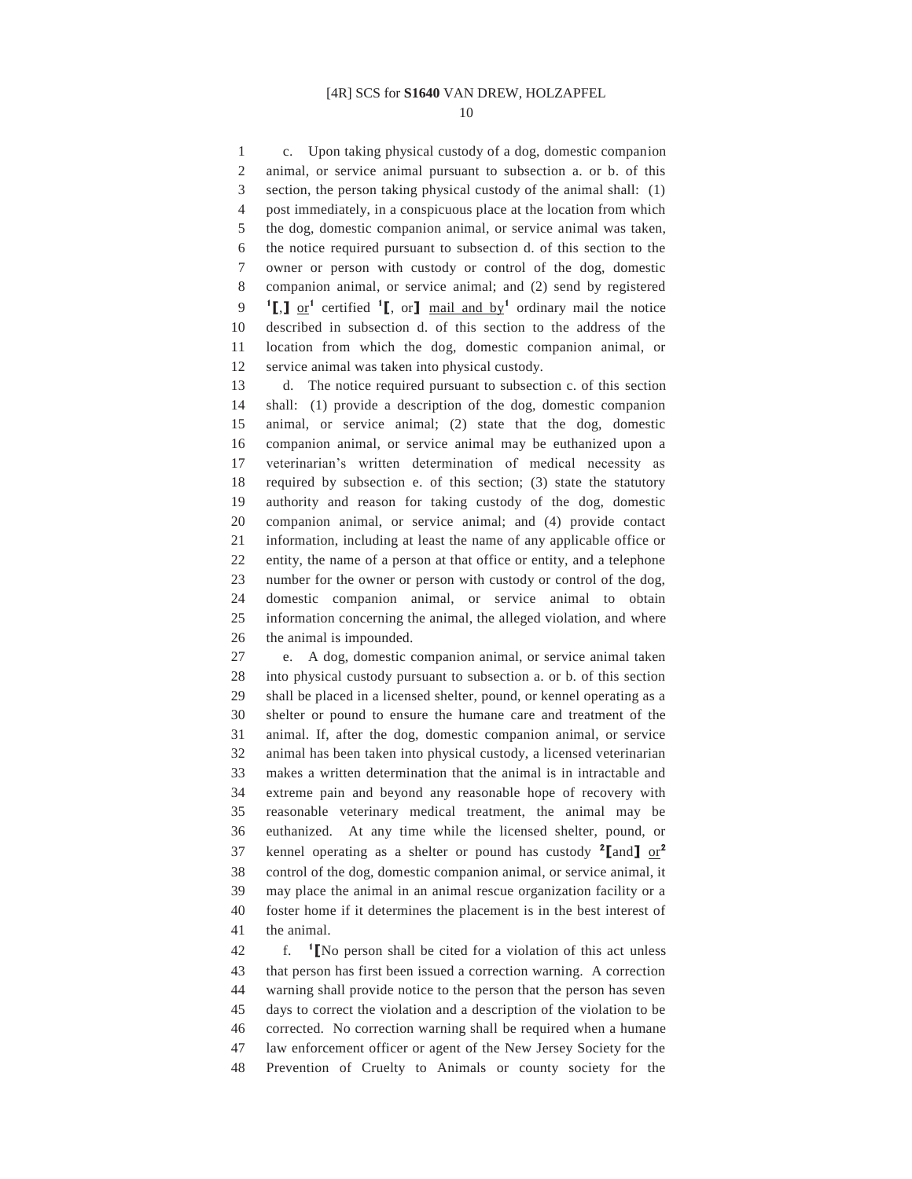c. Upon taking physical custody of a dog, domestic companion animal, or service animal pursuant to subsection a. or b. of this section, the person taking physical custody of the animal shall: (1) post immediately, in a conspicuous place at the location from which the dog, domestic companion animal, or service animal was taken, the notice required pursuant to subsection d. of this section to the owner or person with custody or control of the dog, domestic companion animal, or service animal; and (2) send by registered [1]⟦,⟧ or[1] certified [1]⟦, or⟧ mail and by[1] ordinary mail the notice described in subsection d. of this section to the address of the location from which the dog, domestic companion animal, or service animal was taken into physical custody.

d. The notice required pursuant to subsection c. of this section shall: (1) provide a description of the dog, domestic companion animal, or service animal; (2) state that the dog, domestic companion animal, or service animal may be euthanized upon a veterinarian's written determination of medical necessity as required by subsection e. of this section; (3) state the statutory authority and reason for taking custody of the dog, domestic companion animal, or service animal; and (4) provide contact information, including at least the name of any applicable office or entity, the name of a person at that office or entity, and a telephone number for the owner or person with custody or control of the dog, domestic companion animal, or service animal to obtain information concerning the animal, the alleged violation, and where the animal is impounded.

e. A dog, domestic companion animal, or service animal taken into physical custody pursuant to subsection a. or b. of this section shall be placed in a licensed shelter, pound, or kennel operating as a shelter or pound to ensure the humane care and treatment of the animal. If, after the dog, domestic companion animal, or service animal has been taken into physical custody, a licensed veterinarian makes a written determination that the animal is in intractable and extreme pain and beyond any reasonable hope of recovery with reasonable veterinary medical treatment, the animal may be euthanized. At any time while the licensed shelter, pound, or kennel operating as a shelter or pound has custody [2]⟦and⟧ or[2] control of the dog, domestic companion animal, or service animal, it may place the animal in an animal rescue organization facility or a foster home if it determines the placement is in the best interest of the animal.

f. [1]⟦No person shall be cited for a violation of this act unless that person has first been issued a correction warning. A correction warning shall provide notice to the person that the person has seven days to correct the violation and a description of the violation to be corrected. No correction warning shall be required when a humane law enforcement officer or agent of the New Jersey Society for the Prevention of Cruelty to Animals or county society for the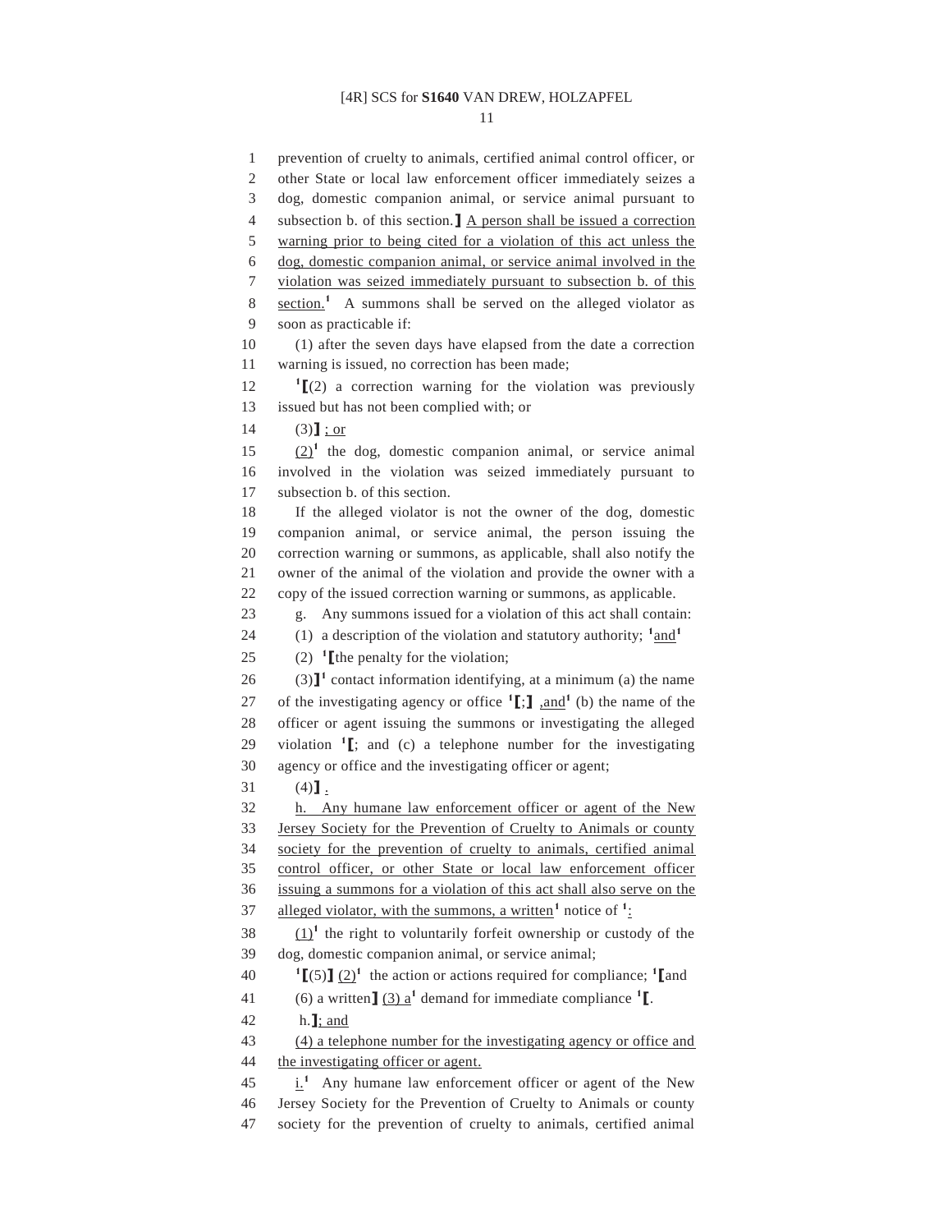prevention of cruelty to animals, certified animal control officer, or other State or local law enforcement officer immediately seizes a dog, domestic companion animal, or service animal pursuant to subsection b. of this section.】 A person shall be issued a correction warning prior to being cited for a violation of this act unless the dog, domestic companion animal, or service animal involved in the violation was seized immediately pursuant to subsection b. of this section.[1] A summons shall be served on the alleged violator as soon as practicable if:

(1) after the seven days have elapsed from the date a correction warning is issued, no correction has been made;

[1]【(2) a correction warning for the violation was previously issued but has not been complied with; or

(3)】 ; or

(2)[1] the dog, domestic companion animal, or service animal involved in the violation was seized immediately pursuant to subsection b. of this section.

If the alleged violator is not the owner of the dog, domestic companion animal, or service animal, the person issuing the correction warning or summons, as applicable, shall also notify the owner of the animal of the violation and provide the owner with a copy of the issued correction warning or summons, as applicable.

g. Any summons issued for a violation of this act shall contain:

(1) a description of the violation and statutory authority; [1]and[1]

(2) [1]【the penalty for the violation;

(3)】[1] contact information identifying, at a minimum (a) the name of the investigating agency or office [1]【;】 ,and[1] (b) the name of the officer or agent issuing the summons or investigating the alleged violation [1]【; and (c) a telephone number for the investigating agency or office and the investigating officer or agent;

(4)】 .

h. Any humane law enforcement officer or agent of the New Jersey Society for the Prevention of Cruelty to Animals or county society for the prevention of cruelty to animals, certified animal control officer, or other State or local law enforcement officer issuing a summons for a violation of this act shall also serve on the alleged violator, with the summons, a written[1] notice of [1]:

(1)[1] the right to voluntarily forfeit ownership or custody of the dog, domestic companion animal, or service animal;

[1]【(5)】 (2)[1] the action or actions required for compliance; [1]【and

(6) a written】 (3) a[1] demand for immediate compliance [1]【.

h.】; and

(4) a telephone number for the investigating agency or office and the investigating officer or agent.

i.[1] Any humane law enforcement officer or agent of the New Jersey Society for the Prevention of Cruelty to Animals or county society for the prevention of cruelty to animals, certified animal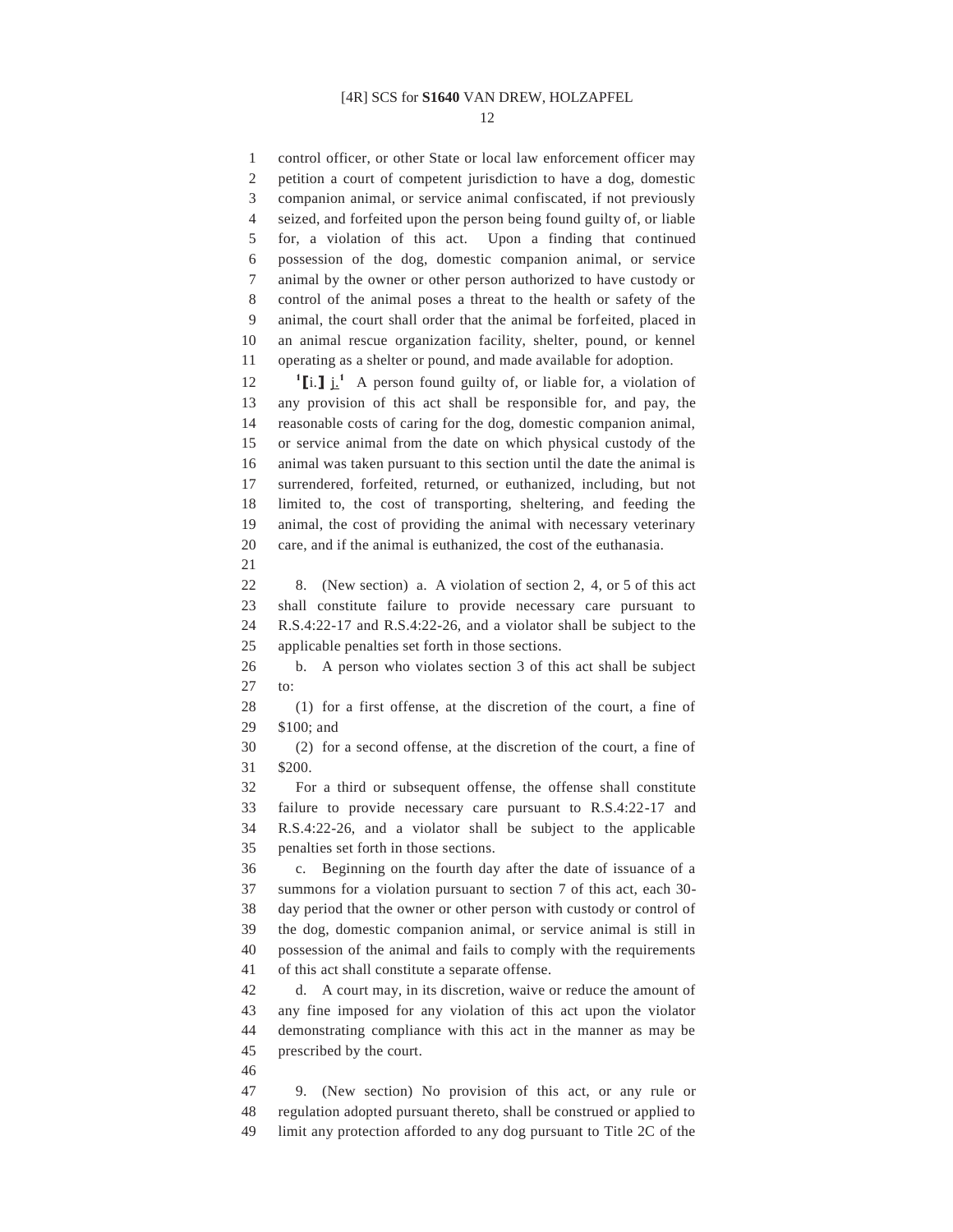control officer, or other State or local law enforcement officer may petition a court of competent jurisdiction to have a dog, domestic companion animal, or service animal confiscated, if not previously seized, and forfeited upon the person being found guilty of, or liable for, a violation of this act. Upon a finding that continued possession of the dog, domestic companion animal, or service animal by the owner or other person authorized to have custody or control of the animal poses a threat to the health or safety of the animal, the court shall order that the animal be forfeited, placed in an animal rescue organization facility, shelter, pound, or kennel operating as a shelter or pound, and made available for adoption.

[1]**[**i.**]** j.[1] A person found guilty of, or liable for, a violation of any provision of this act shall be responsible for, and pay, the reasonable costs of caring for the dog, domestic companion animal, or service animal from the date on which physical custody of the animal was taken pursuant to this section until the date the animal is surrendered, forfeited, returned, or euthanized, including, but not limited to, the cost of transporting, sheltering, and feeding the animal, the cost of providing the animal with necessary veterinary care, and if the animal is euthanized, the cost of the euthanasia.

8. (New section) a. A violation of section 2, 4, or 5 of this act shall constitute failure to provide necessary care pursuant to R.S.4:22-17 and R.S.4:22-26, and a violator shall be subject to the applicable penalties set forth in those sections.

b. A person who violates section 3 of this act shall be subject to:

(1) for a first offense, at the discretion of the court, a fine of $100; and

(2) for a second offense, at the discretion of the court, a fine of $200.

For a third or subsequent offense, the offense shall constitute failure to provide necessary care pursuant to R.S.4:22-17 and R.S.4:22-26, and a violator shall be subject to the applicable penalties set forth in those sections.

c. Beginning on the fourth day after the date of issuance of a summons for a violation pursuant to section 7 of this act, each 30-day period that the owner or other person with custody or control of the dog, domestic companion animal, or service animal is still in possession of the animal and fails to comply with the requirements of this act shall constitute a separate offense.

d. A court may, in its discretion, waive or reduce the amount of any fine imposed for any violation of this act upon the violator demonstrating compliance with this act in the manner as may be prescribed by the court.

9. (New section) No provision of this act, or any rule or regulation adopted pursuant thereto, shall be construed or applied to limit any protection afforded to any dog pursuant to Title 2C of the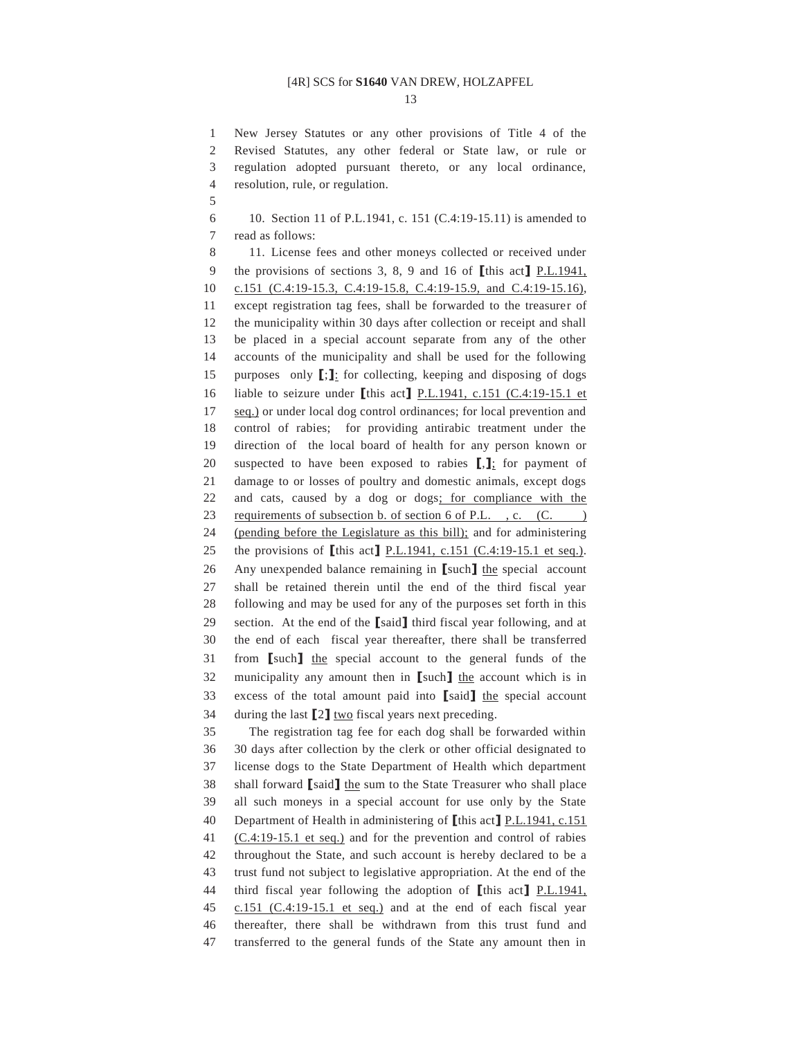New Jersey Statutes or any other provisions of Title 4 of the Revised Statutes, any other federal or State law, or rule or regulation adopted pursuant thereto, or any local ordinance, resolution, rule, or regulation.

10. Section 11 of P.L.1941, c. 151 (C.4:19-15.11) is amended to read as follows:

11. License fees and other moneys collected or received under the provisions of sections 3, 8, 9 and 16 of [this act] P.L.1941, c.151 (C.4:19-15.3, C.4:19-15.8, C.4:19-15.9, and C.4:19-15.16), except registration tag fees, shall be forwarded to the treasurer of the municipality within 30 days after collection or receipt and shall be placed in a special account separate from any of the other accounts of the municipality and shall be used for the following purposes only [;]: for collecting, keeping and disposing of dogs liable to seizure under [this act] P.L.1941, c.151 (C.4:19-15.1 et seq.) or under local dog control ordinances; for local prevention and control of rabies; for providing antirabic treatment under the direction of the local board of health for any person known or suspected to have been exposed to rabies [,]; for payment of damage to or losses of poultry and domestic animals, except dogs and cats, caused by a dog or dogs; for compliance with the requirements of subsection b. of section 6 of P.L. , c. (C. ) (pending before the Legislature as this bill); and for administering the provisions of [this act] P.L.1941, c.151 (C.4:19-15.1 et seq.). Any unexpended balance remaining in [such] the special account shall be retained therein until the end of the third fiscal year following and may be used for any of the purposes set forth in this section. At the end of the [said] third fiscal year following, and at the end of each fiscal year thereafter, there shall be transferred from [such] the special account to the general funds of the municipality any amount then in [such] the account which is in excess of the total amount paid into [said] the special account during the last [2] two fiscal years next preceding.

The registration tag fee for each dog shall be forwarded within 30 days after collection by the clerk or other official designated to license dogs to the State Department of Health which department shall forward [said] the sum to the State Treasurer who shall place all such moneys in a special account for use only by the State Department of Health in administering of [this act] P.L.1941, c.151 (C.4:19-15.1 et seq.) and for the prevention and control of rabies throughout the State, and such account is hereby declared to be a trust fund not subject to legislative appropriation. At the end of the third fiscal year following the adoption of [this act] P.L.1941, c.151 (C.4:19-15.1 et seq.) and at the end of each fiscal year thereafter, there shall be withdrawn from this trust fund and transferred to the general funds of the State any amount then in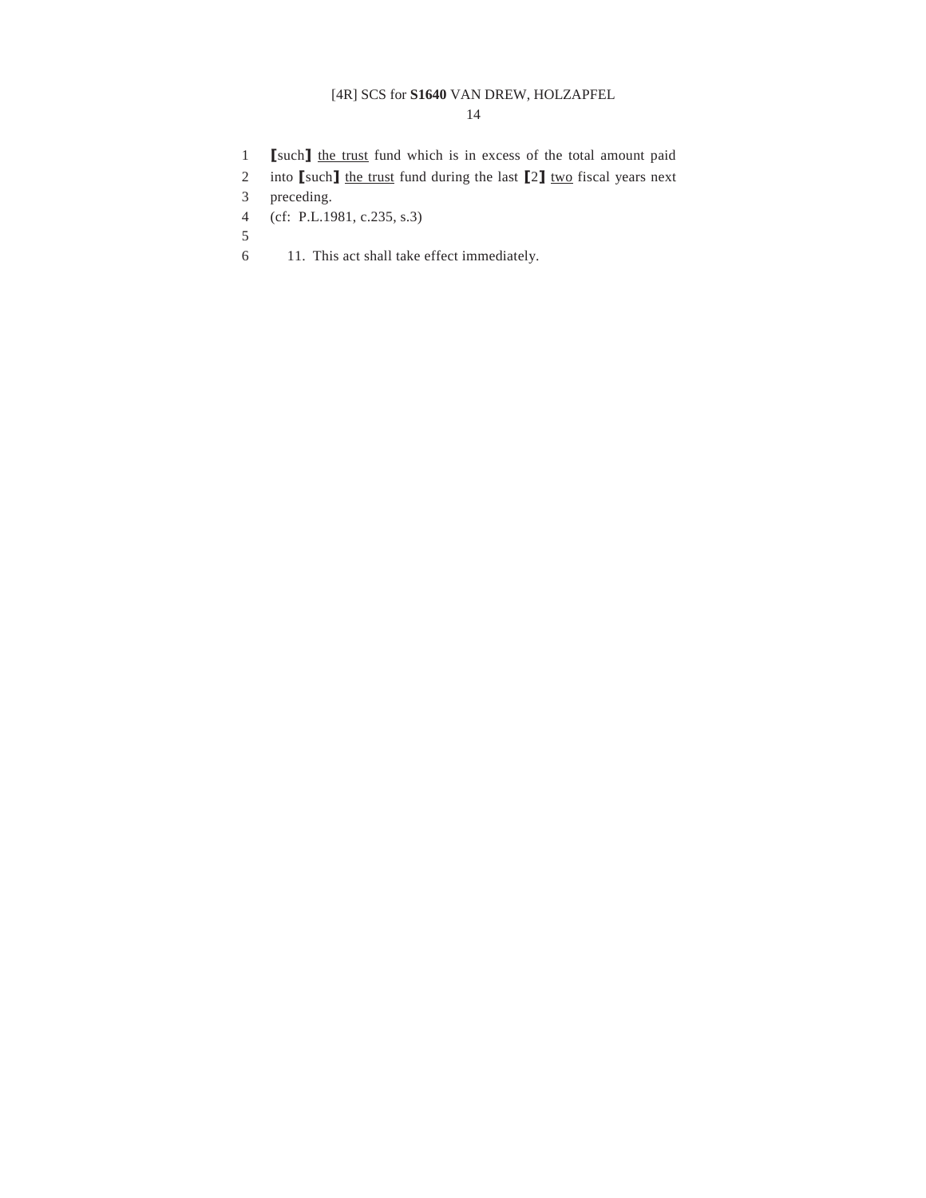【such】 <u>the trust</u> fund which is in excess of the total amount paid into 【such】 <u>the trust</u> fund during the last 【2】 <u>two</u> fiscal years next preceding.

(cf: P.L.1981, c.235, s.3)

11. This act shall take effect immediately.